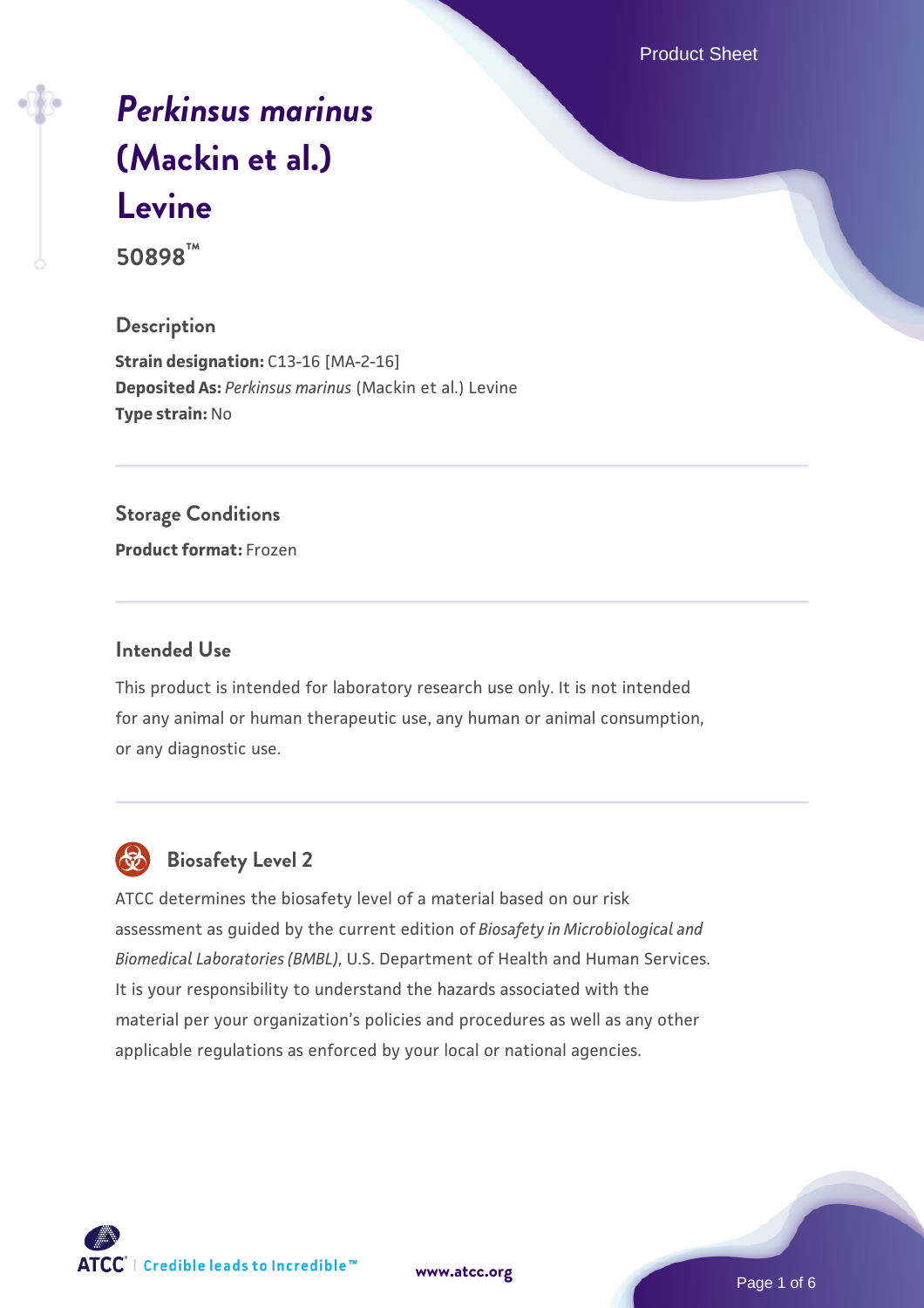# *Perkinsus marinus* (Mackin et al.) Levine

**50898™**

## Description

**Strain designation:** C13-16 [MA-2-16]
**Deposited As:** *Perkinsus marinus* (Mackin et al.) Levine
**Type strain:** No

## Storage Conditions

**Product format:** Frozen

## Intended Use

This product is intended for laboratory research use only. It is not intended for any animal or human therapeutic use, any human or animal consumption, or any diagnostic use.

## Biosafety Level 2

ATCC determines the biosafety level of a material based on our risk assessment as guided by the current edition of *Biosafety in Microbiological and Biomedical Laboratories (BMBL)*, U.S. Department of Health and Human Services. It is your responsibility to understand the hazards associated with the material per your organization's policies and procedures as well as any other applicable regulations as enforced by your local or national agencies.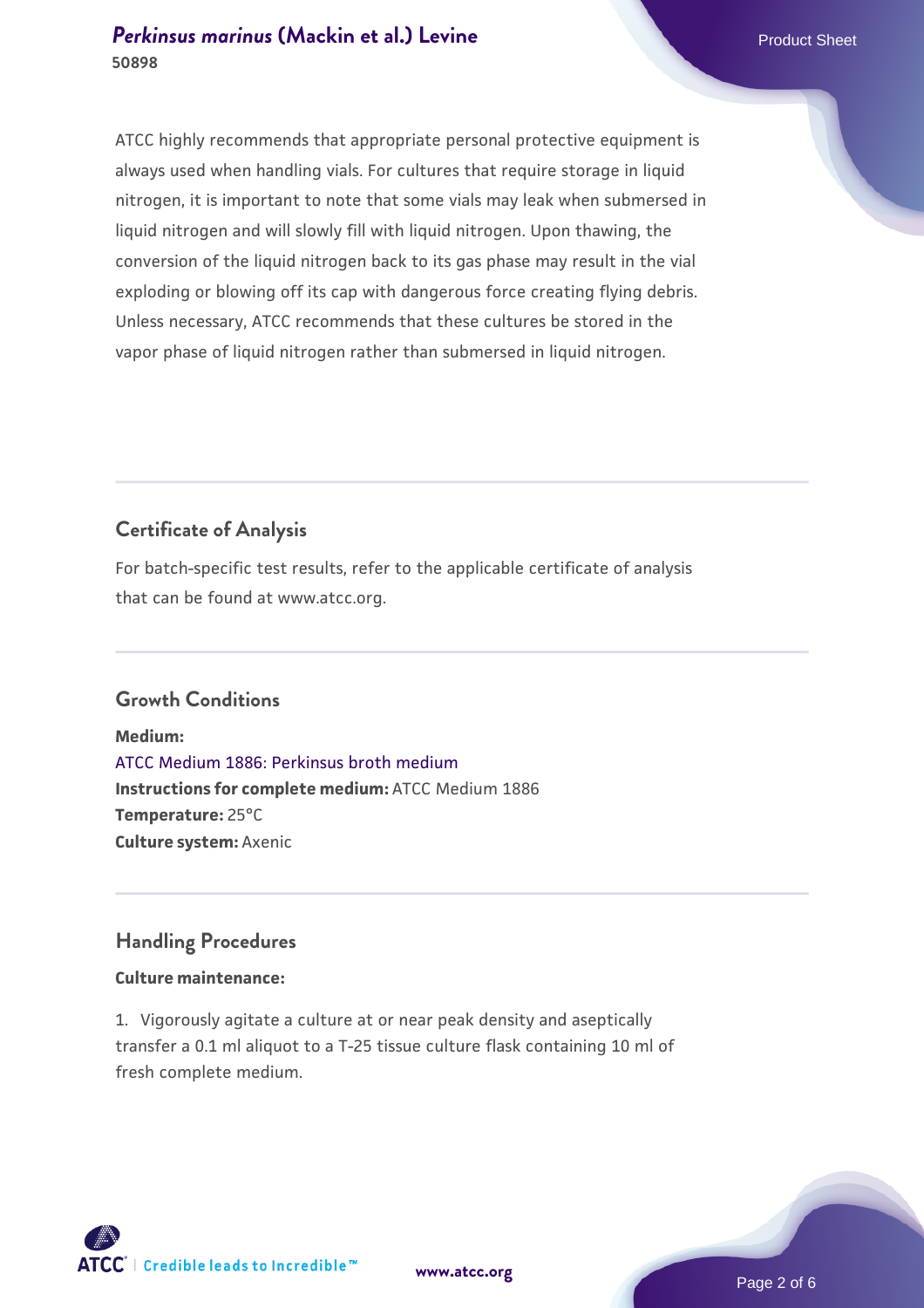ATCC highly recommends that appropriate personal protective equipment is always used when handling vials. For cultures that require storage in liquid nitrogen, it is important to note that some vials may leak when submersed in liquid nitrogen and will slowly fill with liquid nitrogen. Upon thawing, the conversion of the liquid nitrogen back to its gas phase may result in the vial exploding or blowing off its cap with dangerous force creating flying debris. Unless necessary, ATCC recommends that these cultures be stored in the vapor phase of liquid nitrogen rather than submersed in liquid nitrogen.

## Certificate of Analysis

For batch-specific test results, refer to the applicable certificate of analysis that can be found at www.atcc.org.

## Growth Conditions

**Medium:**
ATCC Medium 1886: Perkinsus broth medium
**Instructions for complete medium:** ATCC Medium 1886
**Temperature:** 25°C
**Culture system:** Axenic

## Handling Procedures

**Culture maintenance:**

1. Vigorously agitate a culture at or near peak density and aseptically transfer a 0.1 ml aliquot to a T-25 tissue culture flask containing 10 ml of fresh complete medium.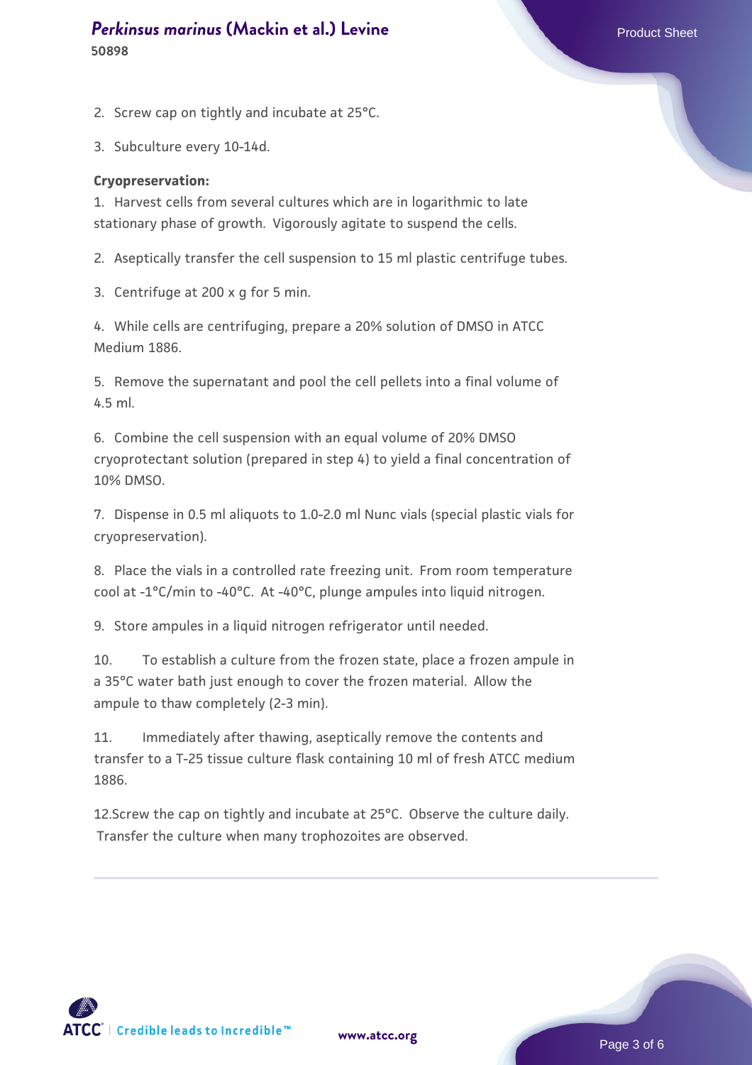2. Screw cap on tightly and incubate at 25°C.

3. Subculture every 10-14d.

**Cryopreservation:**

1. Harvest cells from several cultures which are in logarithmic to late stationary phase of growth. Vigorously agitate to suspend the cells.

2. Aseptically transfer the cell suspension to 15 ml plastic centrifuge tubes.

3. Centrifuge at 200 x g for 5 min.

4. While cells are centrifuging, prepare a 20% solution of DMSO in ATCC Medium 1886.

5. Remove the supernatant and pool the cell pellets into a final volume of 4.5 ml.

6. Combine the cell suspension with an equal volume of 20% DMSO cryoprotectant solution (prepared in step 4) to yield a final concentration of 10% DMSO.

7. Dispense in 0.5 ml aliquots to 1.0-2.0 ml Nunc vials (special plastic vials for cryopreservation).

8. Place the vials in a controlled rate freezing unit. From room temperature cool at -1°C/min to -40°C. At -40°C, plunge ampules into liquid nitrogen.

9. Store ampules in a liquid nitrogen refrigerator until needed.

10. To establish a culture from the frozen state, place a frozen ampule in a 35°C water bath just enough to cover the frozen material. Allow the ampule to thaw completely (2-3 min).

11. Immediately after thawing, aseptically remove the contents and transfer to a T-25 tissue culture flask containing 10 ml of fresh ATCC medium 1886.

12. Screw the cap on tightly and incubate at 25°C. Observe the culture daily. Transfer the culture when many trophozoites are observed.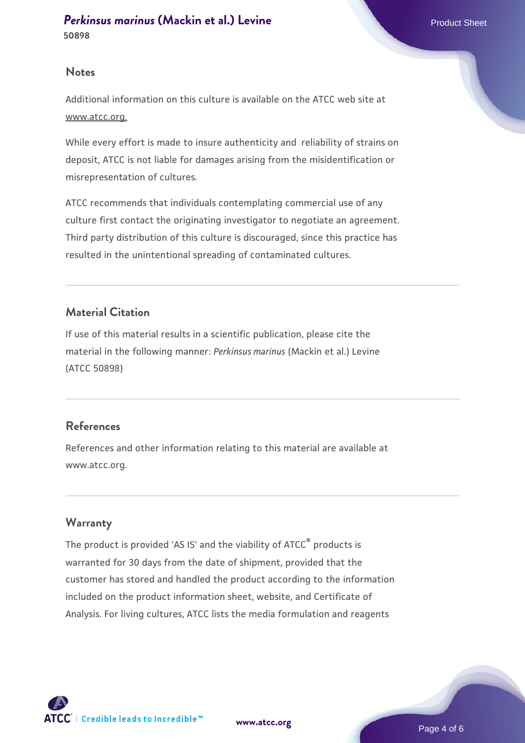## Notes

Additional information on this culture is available on the ATCC web site at www.atcc.org.

While every effort is made to insure authenticity and reliability of strains on deposit, ATCC is not liable for damages arising from the misidentification or misrepresentation of cultures.

ATCC recommends that individuals contemplating commercial use of any culture first contact the originating investigator to negotiate an agreement. Third party distribution of this culture is discouraged, since this practice has resulted in the unintentional spreading of contaminated cultures.

## Material Citation

If use of this material results in a scientific publication, please cite the material in the following manner: *Perkinsus marinus* (Mackin et al.) Levine (ATCC 50898)

## References

References and other information relating to this material are available at www.atcc.org.

## Warranty

The product is provided 'AS IS' and the viability of ATCC® products is warranted for 30 days from the date of shipment, provided that the customer has stored and handled the product according to the information included on the product information sheet, website, and Certificate of Analysis. For living cultures, ATCC lists the media formulation and reagents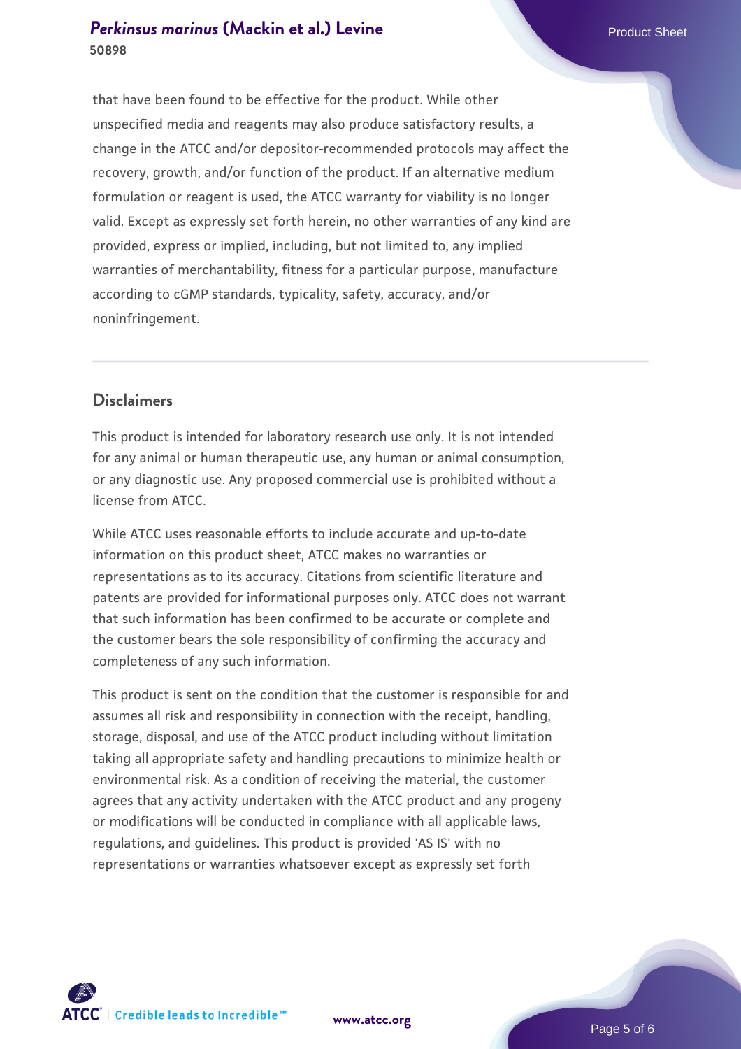that have been found to be effective for the product. While other unspecified media and reagents may also produce satisfactory results, a change in the ATCC and/or depositor-recommended protocols may affect the recovery, growth, and/or function of the product. If an alternative medium formulation or reagent is used, the ATCC warranty for viability is no longer valid. Except as expressly set forth herein, no other warranties of any kind are provided, express or implied, including, but not limited to, any implied warranties of merchantability, fitness for a particular purpose, manufacture according to cGMP standards, typicality, safety, accuracy, and/or noninfringement.

## Disclaimers

This product is intended for laboratory research use only. It is not intended for any animal or human therapeutic use, any human or animal consumption, or any diagnostic use. Any proposed commercial use is prohibited without a license from ATCC.

While ATCC uses reasonable efforts to include accurate and up-to-date information on this product sheet, ATCC makes no warranties or representations as to its accuracy. Citations from scientific literature and patents are provided for informational purposes only. ATCC does not warrant that such information has been confirmed to be accurate or complete and the customer bears the sole responsibility of confirming the accuracy and completeness of any such information.

This product is sent on the condition that the customer is responsible for and assumes all risk and responsibility in connection with the receipt, handling, storage, disposal, and use of the ATCC product including without limitation taking all appropriate safety and handling precautions to minimize health or environmental risk. As a condition of receiving the material, the customer agrees that any activity undertaken with the ATCC product and any progeny or modifications will be conducted in compliance with all applicable laws, regulations, and guidelines. This product is provided 'AS IS' with no representations or warranties whatsoever except as expressly set forth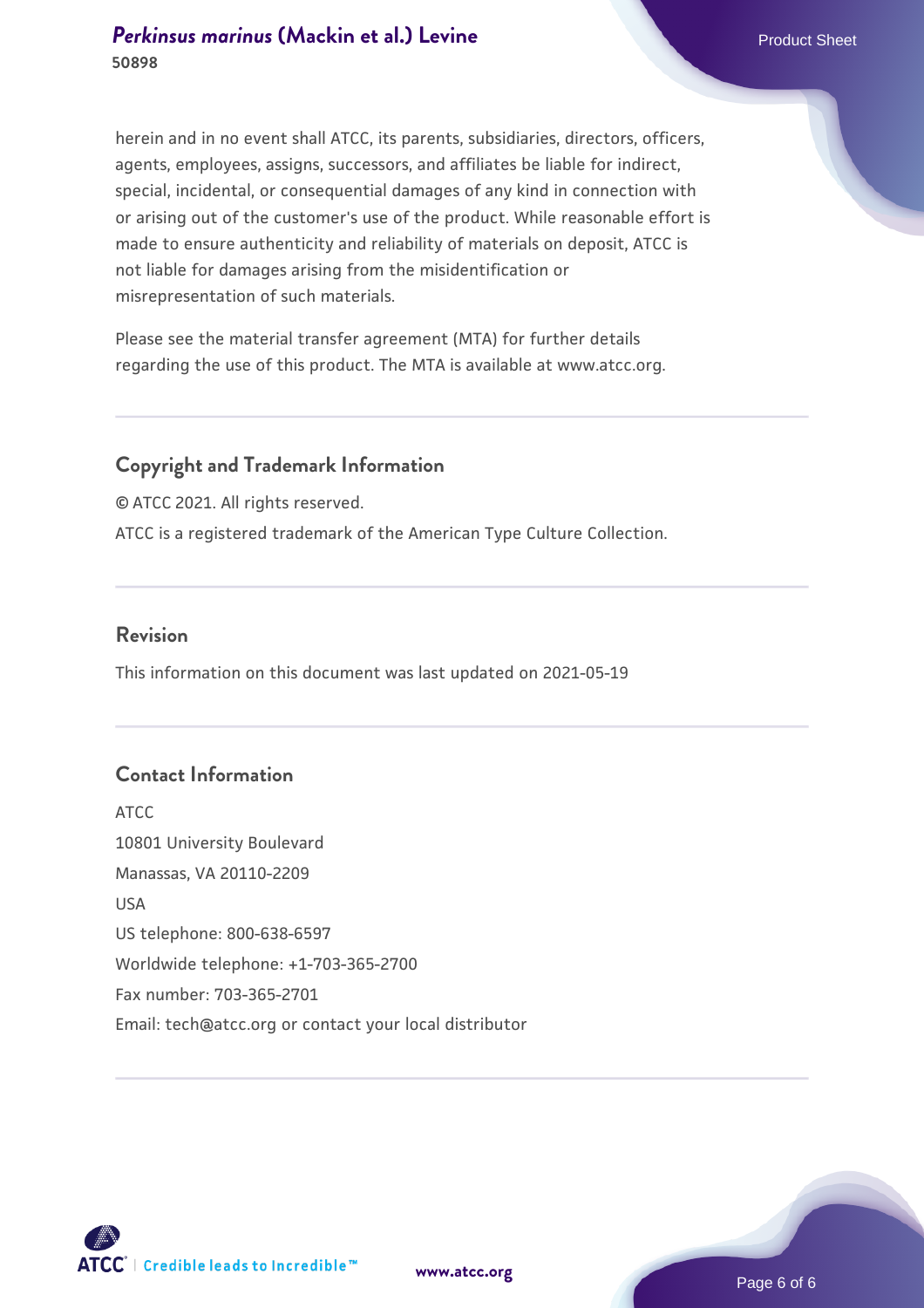herein and in no event shall ATCC, its parents, subsidiaries, directors, officers, agents, employees, assigns, successors, and affiliates be liable for indirect, special, incidental, or consequential damages of any kind in connection with or arising out of the customer's use of the product. While reasonable effort is made to ensure authenticity and reliability of materials on deposit, ATCC is not liable for damages arising from the misidentification or misrepresentation of such materials.

Please see the material transfer agreement (MTA) for further details regarding the use of this product. The MTA is available at www.atcc.org.

## Copyright and Trademark Information

© ATCC 2021. All rights reserved.

ATCC is a registered trademark of the American Type Culture Collection.

## Revision

This information on this document was last updated on 2021-05-19

## Contact Information

ATCC
10801 University Boulevard
Manassas, VA 20110-2209
USA
US telephone: 800-638-6597
Worldwide telephone: +1-703-365-2700
Fax number: 703-365-2701
Email: tech@atcc.org or contact your local distributor